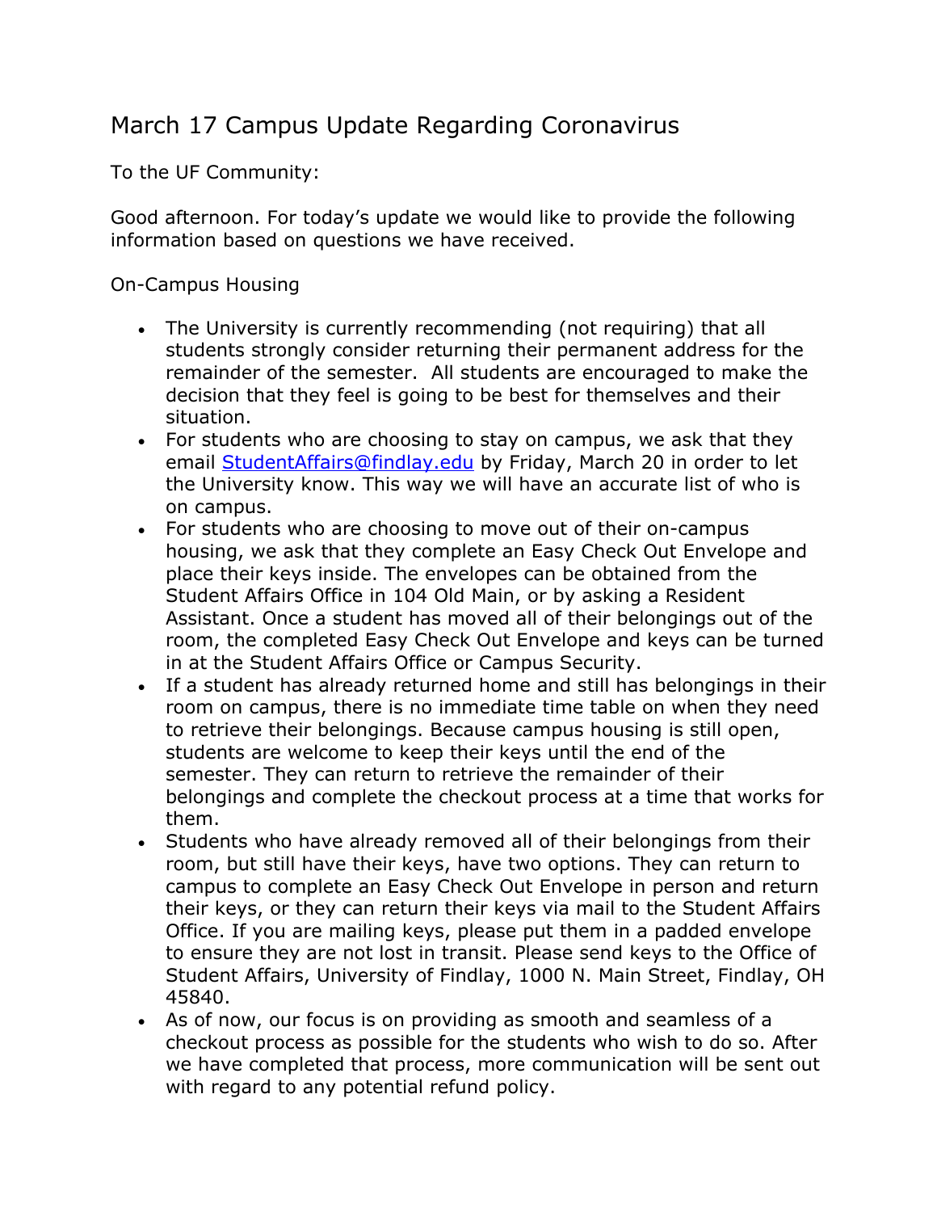# March 17 Campus Update Regarding Coronavirus

To the UF Community:

Good afternoon. For today's update we would like to provide the following information based on questions we have received.

## On-Campus Housing

- The University is currently recommending (not requiring) that all students strongly consider returning their permanent address for the remainder of the semester. All students are encouraged to make the decision that they feel is going to be best for themselves and their situation.
- For students who are choosing to stay on campus, we ask that they email [StudentAffairs@findlay.edu](mailto:StudentAffairs@findlay.edu) by Friday, March 20 in order to let the University know. This way we will have an accurate list of who is on campus.
- For students who are choosing to move out of their on-campus housing, we ask that they complete an Easy Check Out Envelope and place their keys inside. The envelopes can be obtained from the Student Affairs Office in 104 Old Main, or by asking a Resident Assistant. Once a student has moved all of their belongings out of the room, the completed Easy Check Out Envelope and keys can be turned in at the Student Affairs Office or Campus Security.
- If a student has already returned home and still has belongings in their room on campus, there is no immediate time table on when they need to retrieve their belongings. Because campus housing is still open, students are welcome to keep their keys until the end of the semester. They can return to retrieve the remainder of their belongings and complete the checkout process at a time that works for them.
- Students who have already removed all of their belongings from their room, but still have their keys, have two options. They can return to campus to complete an Easy Check Out Envelope in person and return their keys, or they can return their keys via mail to the Student Affairs Office. If you are mailing keys, please put them in a padded envelope to ensure they are not lost in transit. Please send keys to the Office of Student Affairs, University of Findlay, 1000 N. Main Street, Findlay, OH 45840.
- As of now, our focus is on providing as smooth and seamless of a checkout process as possible for the students who wish to do so. After we have completed that process, more communication will be sent out with regard to any potential refund policy.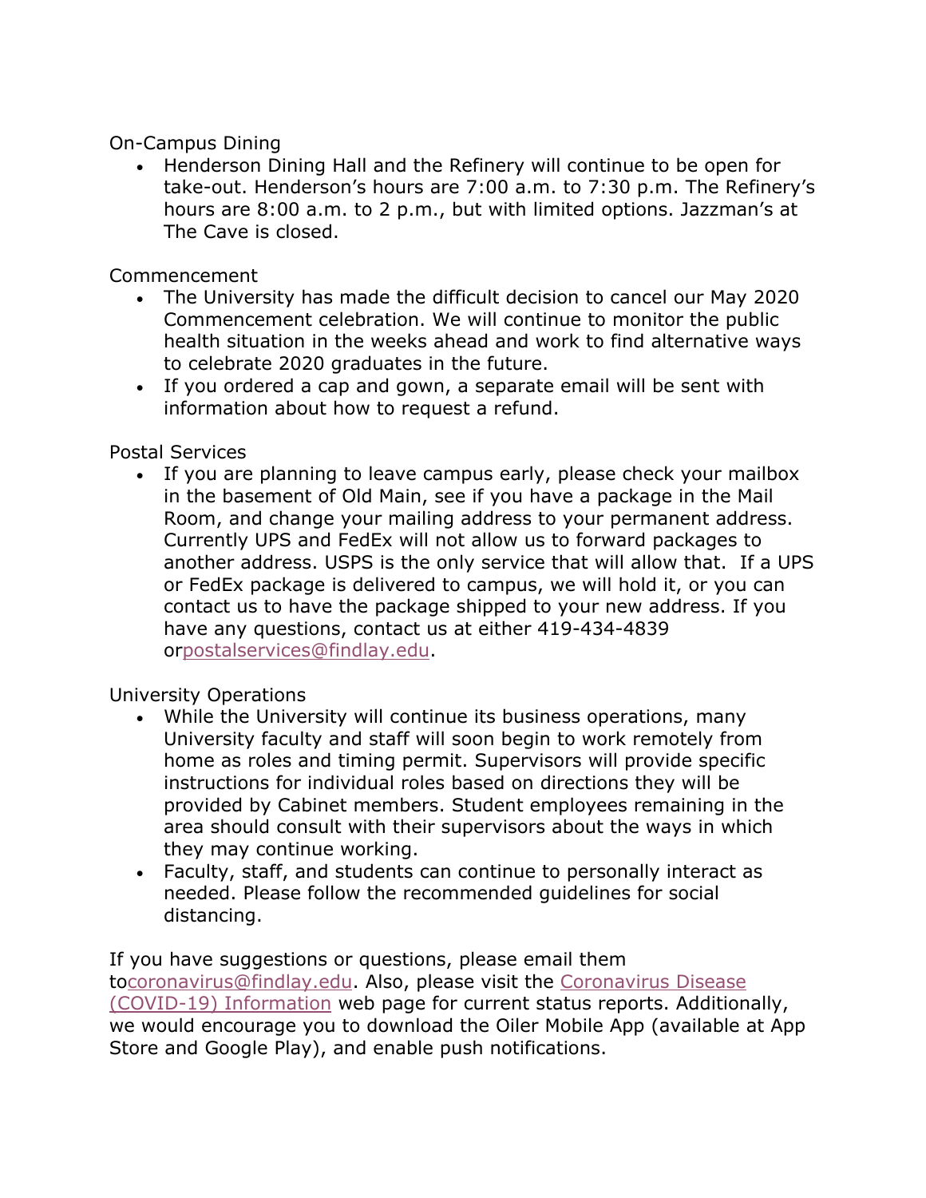On-Campus Dining

- Henderson Dining Hall and the Refinery will continue to be open for take-out. Henderson's hours are 7:00 a.m. to 7:30 p.m. The Refinery's hours are 8:00 a.m. to 2 p.m., but with limited options. Jazzman's at The Cave is closed.

Commencement

- The University has made the difficult decision to cancel our May 2020 Commencement celebration. We will continue to monitor the public health situation in the weeks ahead and work to find alternative ways to celebrate 2020 graduates in the future.
- If you ordered a cap and gown, a separate email will be sent with information about how to request a refund.

Postal Services

- If you are planning to leave campus early, please check your mailbox in the basement of Old Main, see if you have a package in the Mail Room, and change your mailing address to your permanent address. Currently UPS and FedEx will not allow us to forward packages to another address. USPS is the only service that will allow that. If a UPS or FedEx package is delivered to campus, we will hold it, or you can contact us to have the package shipped to your new address. If you have any questions, contact us at either 419-434-4839 orpostalservices@findlay.edu.

University Operations

- While the University will continue its business operations, many University faculty and staff will soon begin to work remotely from home as roles and timing permit. Supervisors will provide specific instructions for individual roles based on directions they will be provided by Cabinet members. Student employees remaining in the area should consult with their supervisors about the ways in which they may continue working.
- Faculty, staff, and students can continue to personally interact as needed. Please follow the recommended guidelines for social distancing.

If you have suggestions or questions, please email them tocoronavirus@findlay.edu. Also, please visit the Coronavirus Disease (COVID-19) Information web page for current status reports. Additionally, we would encourage you to download the Oiler Mobile App (available at App Store and Google Play), and enable push notifications.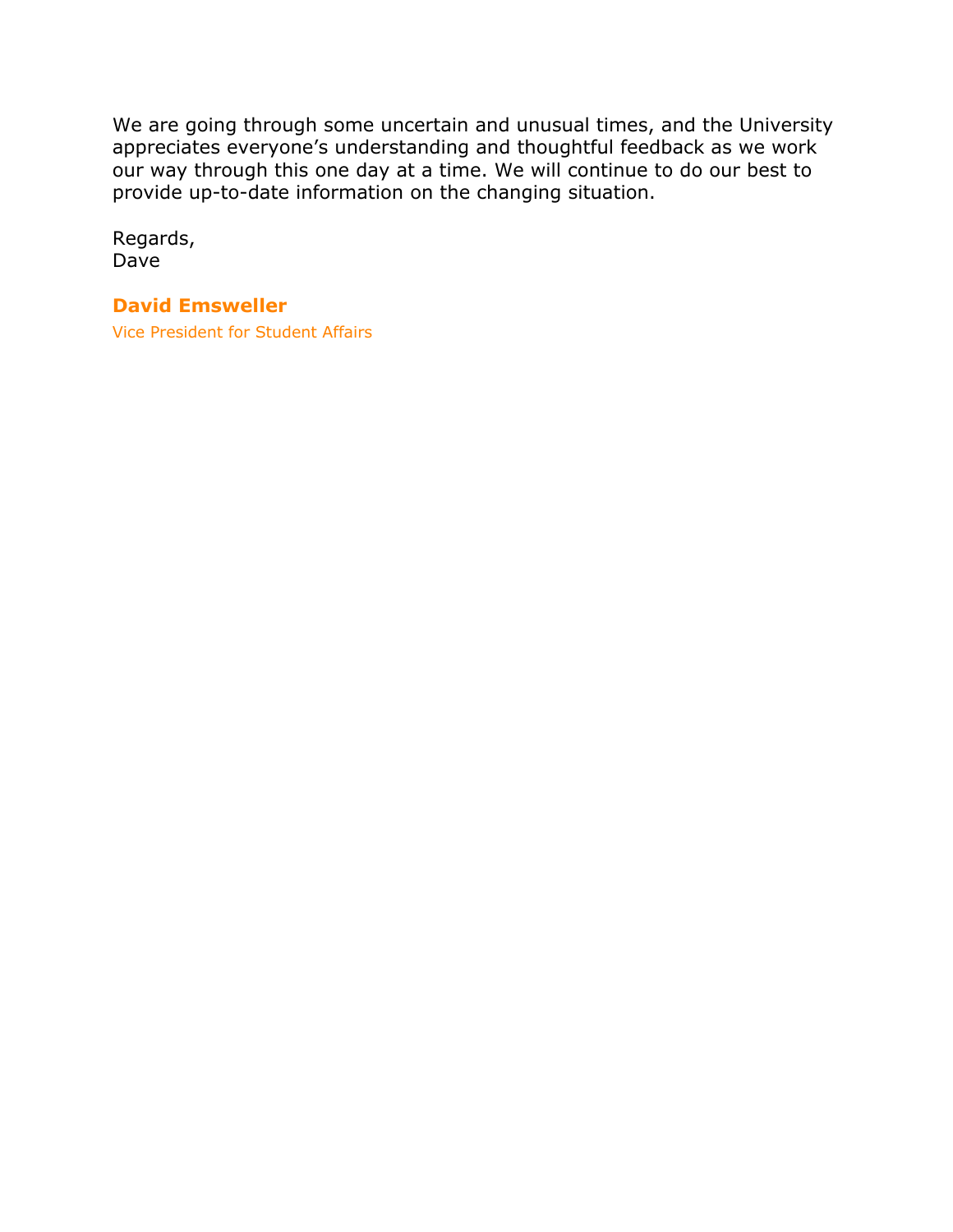We are going through some uncertain and unusual times, and the University appreciates everyone's understanding and thoughtful feedback as we work our way through this one day at a time. We will continue to do our best to provide up-to-date information on the changing situation.

Regards,
Dave

**David Emsweller**

Vice President for Student Affairs